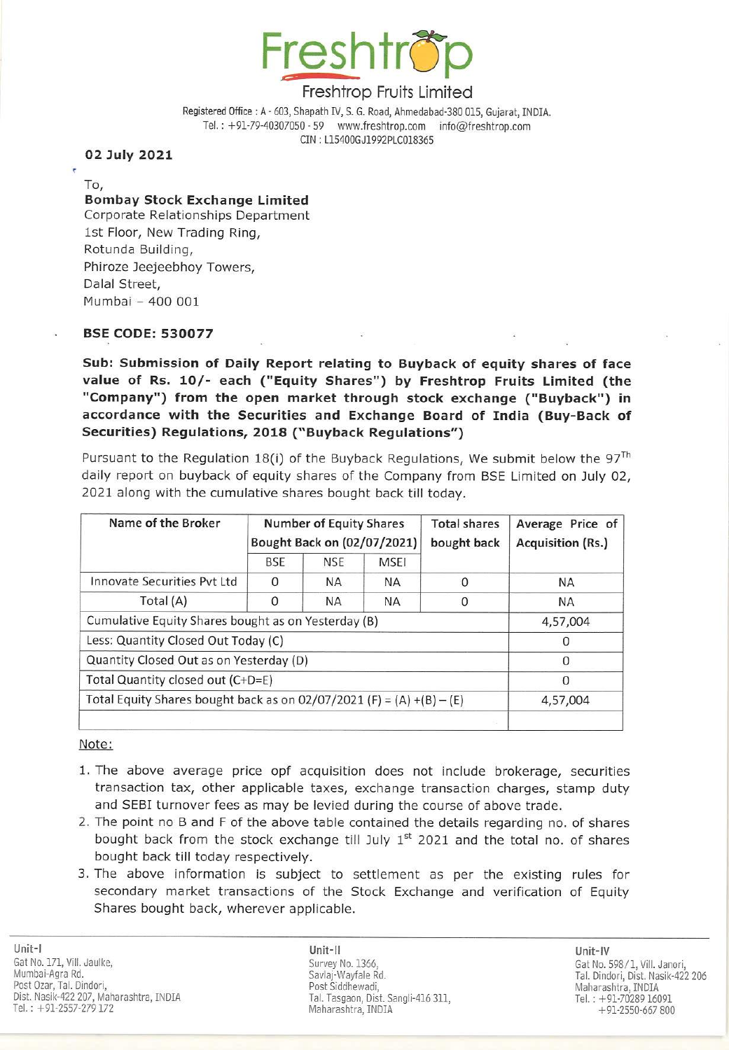# Freshtrop

## Freshtrop Fruits Limited

Registered Office : A - 603, Shapath IV, S. G. Road, Ahmedabad-380 015, Gujarat, INDIA.
Tel. : +91-79-40307050 - 59 www.freshtrop.com info@freshtrop.com
CIN : L15400GJ1992PLC018365

**02 July 2021**

To,
**Bombay Stock Exchange Limited**
Corporate Relationships Department
1st Floor, New Trading Ring,
Rotunda Building,
Phiroze Jeejeebhoy Towers,
Dalal Street,
Mumbai – 400 001

**BSE CODE: 530077**

**Sub: Submission of Daily Report relating to Buyback of equity shares of face value of Rs. 10/- each ("Equity Shares") by Freshtrop Fruits Limited (the "Company") from the open market through stock exchange ("Buyback") in accordance with the Securities and Exchange Board of India (Buy-Back of Securities) Regulations, 2018 ("Buyback Regulations")**

Pursuant to the Regulation 18(i) of the Buyback Regulations, We submit below the 97[Th] daily report on buyback of equity shares of the Company from BSE Limited on July 02, 2021 along with the cumulative shares bought back till today.

| Name of the Broker | Number of Equity Shares Bought Back on (02/07/2021) | | | Total shares bought back | Average Price of Acquisition (Rs.) |
|---|---|---|---|---|---|
| | BSE | NSE | MSEI | | |
| Innovate Securities Pvt Ltd | 0 | NA | NA | 0 | NA |
| Total (A) | 0 | NA | NA | 0 | NA |
| Cumulative Equity Shares bought as on Yesterday (B) | | | | | 4,57,004 |
| Less: Quantity Closed Out Today (C) | | | | | 0 |
| Quantity Closed Out as on Yesterday (D) | | | | | 0 |
| Total Quantity closed out (C+D=E) | | | | | 0 |
| Total Equity Shares bought back as on 02/07/2021 (F) = (A) +(B) – (E) | | | | | 4,57,004 |

Note:

1. The above average price opf acquisition does not include brokerage, securities transaction tax, other applicable taxes, exchange transaction charges, stamp duty and SEBI turnover fees as may be levied during the course of above trade.
2. The point no B and F of the above table contained the details regarding no. of shares bought back from the stock exchange till July 1[st] 2021 and the total no. of shares bought back till today respectively.
3. The above information is subject to settlement as per the existing rules for secondary market transactions of the Stock Exchange and verification of Equity Shares bought back, wherever applicable.

Unit-I
Gat No. 171, Vill. Jaulke,
Mumbai-Agra Rd.
Post Ozar, Tal. Dindori,
Dist. Nasik-422 207, Maharashtra, INDIA
Tel. : +91-2557-279 172

Unit-II
Survey No. 1366,
Savlaj-Wayfale Rd.
Post Siddhewadi,
Tal. Tasgaon, Dist. Sangli-416 311,
Maharashtra, INDIA

Unit-IV
Gat No. 598/1, Vill. Janori,
Tal. Dindori, Dist. Nasik-422 206
Maharashtra, INDIA
Tel. : +91-70289 16091
+91-2550-667 800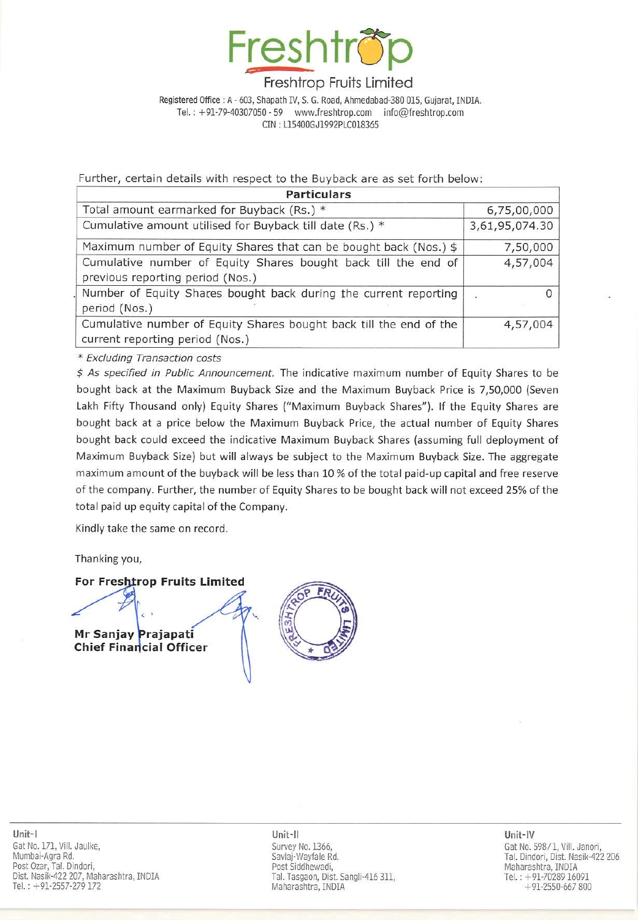# Freshtrop

Freshtrop Fruits Limited

Registered Office : A - 603, Shapath IV, S. G. Road, Ahmedabad-380 015, Gujarat, INDIA.
Tel. : +91-79-40307050 - 59 www.freshtrop.com info@freshtrop.com
CIN : L15400GJ1992PLC018365

Further, certain details with respect to the Buyback are as set forth below:

| Particulars | |
|---|---|
| Total amount earmarked for Buyback (Rs.) * | 6,75,00,000 |
| Cumulative amount utilised for Buyback till date (Rs.) * | 3,61,95,074.30 |
| Maximum number of Equity Shares that can be bought back (Nos.) $ | 7,50,000 |
| Cumulative number of Equity Shares bought back till the end of previous reporting period (Nos.) | 4,57,004 |
| Number of Equity Shares bought back during the current reporting period (Nos.) | 0 |
| Cumulative number of Equity Shares bought back till the end of the current reporting period (Nos.) | 4,57,004 |

*\* Excluding Transaction costs*

*$ As specified in Public Announcement.* The indicative maximum number of Equity Shares to be bought back at the Maximum Buyback Size and the Maximum Buyback Price is 7,50,000 (Seven Lakh Fifty Thousand only) Equity Shares ("Maximum Buyback Shares"). If the Equity Shares are bought back at a price below the Maximum Buyback Price, the actual number of Equity Shares bought back could exceed the indicative Maximum Buyback Shares (assuming full deployment of Maximum Buyback Size) but will always be subject to the Maximum Buyback Size. The aggregate maximum amount of the buyback will be less than 10 % of the total paid-up capital and free reserve of the company. Further, the number of Equity Shares to be bought back will not exceed 25% of the total paid up equity capital of the Company.

Kindly take the same on record.

Thanking you,

**For Freshtrop Fruits Limited**

**Mr Sanjay Prajapati**
**Chief Financial Officer**

**Unit-I**
Gat No. 171, Vill. Jaulke,
Mumbai-Agra Rd.
Post Ozar, Tal. Dindori,
Dist. Nasik-422 207, Maharashtra, INDIA
Tel. : +91-2557-279 172

**Unit-II**
Survey No. 1366,
Savlaj-Wayfale Rd.
Post Siddhewadi,
Tal. Tasgaon, Dist. Sangli-416 311,
Maharashtra, INDIA

**Unit-IV**
Gat No. 598/1, Vill. Janori,
Tal. Dindori, Dist. Nasik-422 206
Maharashtra, INDIA
Tel. : +91-70289 16091
+91-2550-667 800